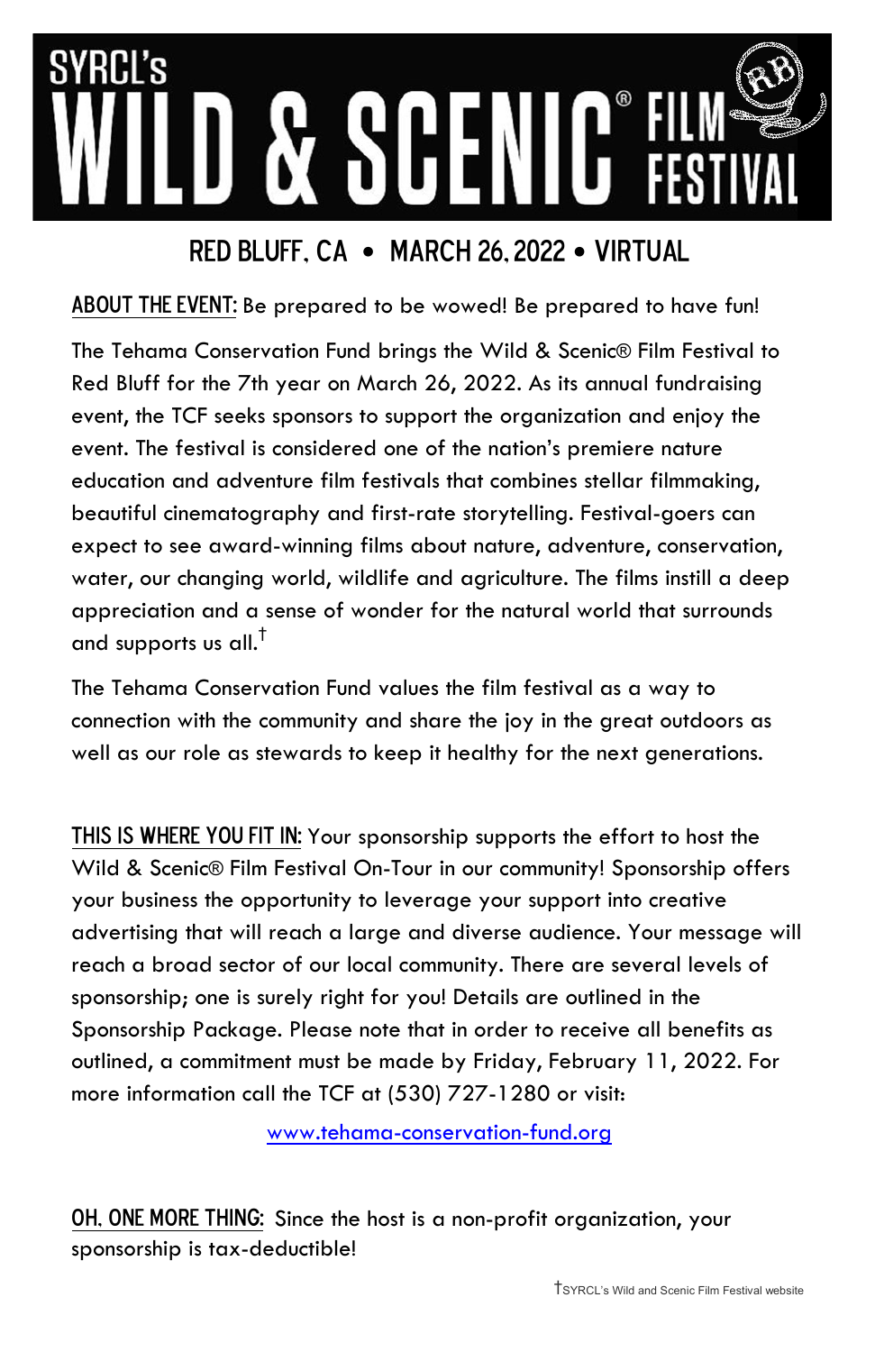# SYRCL's WILD & SCENIC® FILM FESTIVAL

## RED BLUFF, CA • MARCH 26, 2022 • VIRTUAL

**ABOUT THE EVENT:** Be prepared to be wowed! Be prepared to have fun!

The Tehama Conservation Fund brings the Wild & Scenic® Film Festival to Red Bluff for the 7th year on March 26, 2022. As its annual fundraising event, the TCF seeks sponsors to support the organization and enjoy the event. The festival is considered one of the nation's premiere nature education and adventure film festivals that combines stellar filmmaking, beautiful cinematography and first-rate storytelling. Festival-goers can expect to see award-winning films about nature, adventure, conservation, water, our changing world, wildlife and agriculture. The films instill a deep appreciation and a sense of wonder for the natural world that surrounds and supports us all.[†]

The Tehama Conservation Fund values the film festival as a way to connection with the community and share the joy in the great outdoors as well as our role as stewards to keep it healthy for the next generations.

**THIS IS WHERE YOU FIT IN:** Your sponsorship supports the effort to host the Wild & Scenic® Film Festival On-Tour in our community! Sponsorship offers your business the opportunity to leverage your support into creative advertising that will reach a large and diverse audience. Your message will reach a broad sector of our local community. There are several levels of sponsorship; one is surely right for you! Details are outlined in the Sponsorship Package. Please note that in order to receive all benefits as outlined, a commitment must be made by Friday, February 11, 2022. For more information call the TCF at (530) 727-1280 or visit:

www.tehama-conservation-fund.org

**OH, ONE MORE THING:** Since the host is a non-profit organization, your sponsorship is tax-deductible!

†SYRCL's Wild and Scenic Film Festival website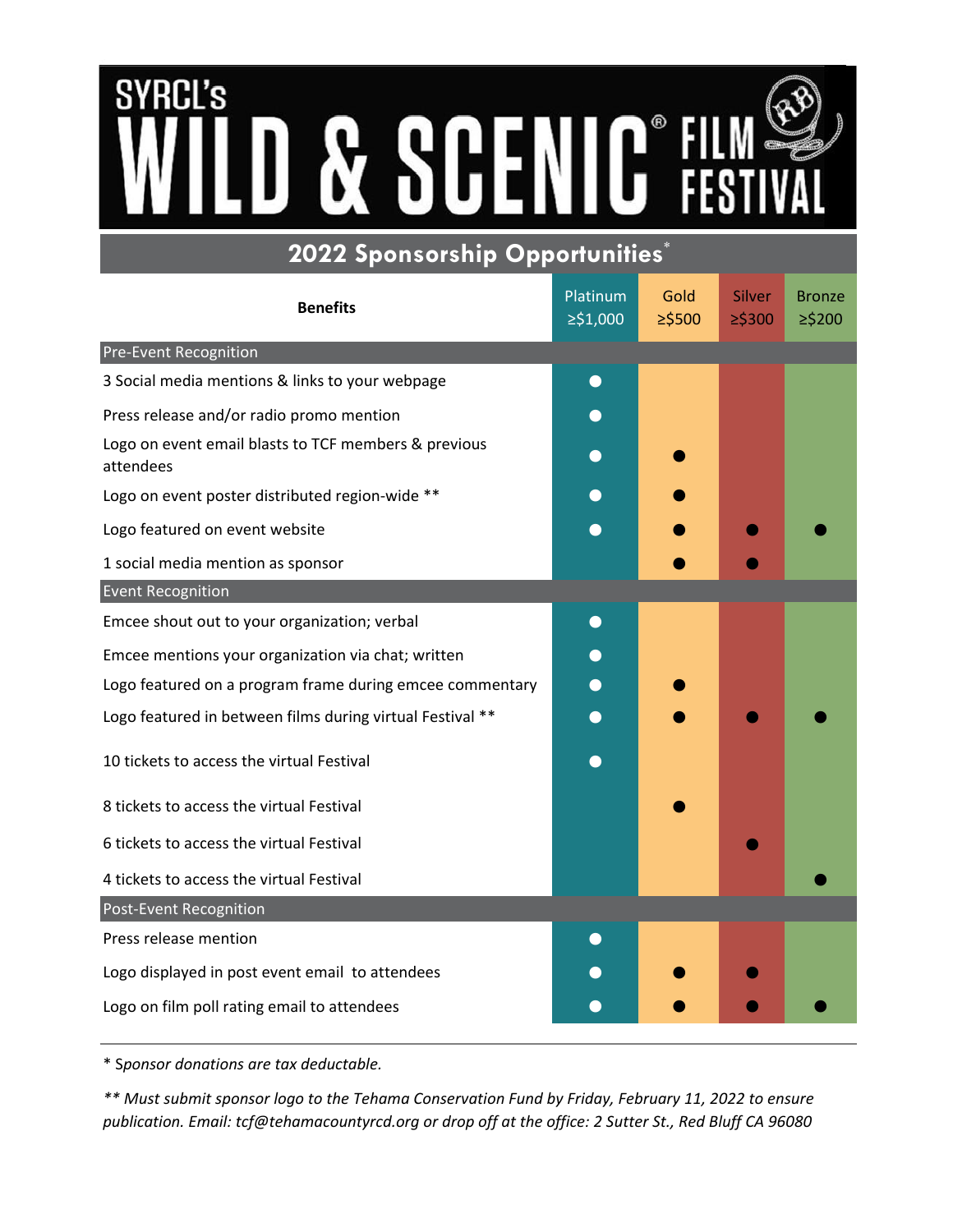# SYRCL's WILD & SCENIC® FILM FESTIVAL

## 2022 Sponsorship Opportunities*

| Benefits | Platinum ≥$1,000 | Gold ≥$500 | Silver ≥$300 | Bronze ≥$200 |
|---|---|---|---|---|
| **Pre-Event Recognition** | | | | |
| 3 Social media mentions & links to your webpage | ● | | | |
| Press release and/or radio promo mention | ● | | | |
| Logo on event email blasts to TCF members & previous attendees | ● | ● | | |
| Logo on event poster distributed region-wide ** | ● | ● | | |
| Logo featured on event website | ● | ● | ● | ● |
| 1 social media mention as sponsor | | ● | ● | |
| **Event Recognition** | | | | |
| Emcee shout out to your organization; verbal | ● | | | |
| Emcee mentions your organization via chat; written | ● | | | |
| Logo featured on a program frame during emcee commentary | ● | ● | | |
| Logo featured in between films during virtual Festival ** | ● | ● | ● | ● |
| 10 tickets to access the virtual Festival | ● | | | |
| 8 tickets to access the virtual Festival | | ● | | |
| 6 tickets to access the virtual Festival | | | ● | |
| 4 tickets to access the virtual Festival | | | | ● |
| **Post-Event Recognition** | | | | |
| Press release mention | ● | | | |
| Logo displayed in post event email to attendees | ● | ● | ● | |
| Logo on film poll rating email to attendees | ● | ● | ● | ● |

*\* Sponsor donations are tax deductable.*

*\*\* Must submit sponsor logo to the Tehama Conservation Fund by Friday, February 11, 2022 to ensure publication. Email: tcf@tehamacountyrcd.org or drop off at the office: 2 Sutter St., Red Bluff CA 96080*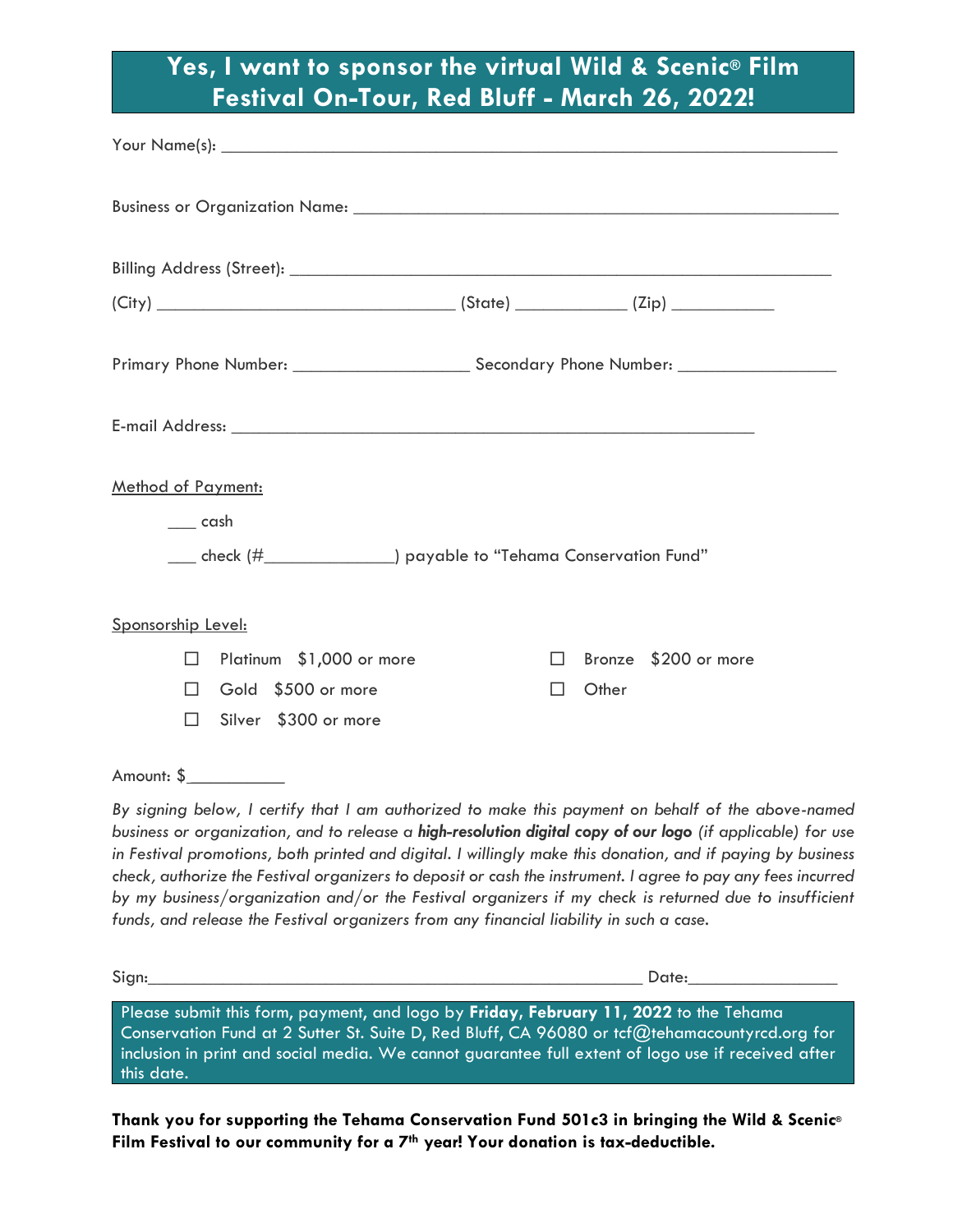# Yes, I want to sponsor the virtual Wild & Scenic® Film Festival On-Tour, Red Bluff - March 26, 2022!

Your Name(s): ____________________________________________________________________

Business or Organization Name: ______________________________________________________

Billing Address (Street): ____________________________________________________________

(City) ________________________________ (State) ____________ (Zip) ___________

Primary Phone Number: ___________________ Secondary Phone Number: ________________

E-mail Address: _______________________________________________________

Method of Payment:

___ cash

___ check (#_____________) payable to "Tehama Conservation Fund"

Sponsorship Level:

- ☐ Platinum $1,000 or more
- ☐ Gold $500 or more
- ☐ Silver $300 or more
- ☐ Bronze $200 or more
- ☐ Other

Amount: $__________

*By signing below, I certify that I am authorized to make this payment on behalf of the above-named business or organization, and to release a* ***high-resolution digital copy of our logo*** *(if applicable) for use in Festival promotions, both printed and digital. I willingly make this donation, and if paying by business check, authorize the Festival organizers to deposit or cash the instrument. I agree to pay any fees incurred by my business/organization and/or the Festival organizers if my check is returned due to insufficient funds, and release the Festival organizers from any financial liability in such a case.*

Sign:_____________________________________________________ Date:_______________

Please submit this form, payment, and logo by **Friday, February 11, 2022** to the Tehama Conservation Fund at 2 Sutter St. Suite D, Red Bluff, CA 96080 or tcf@tehamacountyrcd.org for inclusion in print and social media. We cannot guarantee full extent of logo use if received after this date.

**Thank you for supporting the Tehama Conservation Fund 501c3 in bringing the Wild & Scenic® Film Festival to our community for a 7th year! Your donation is tax-deductible.**